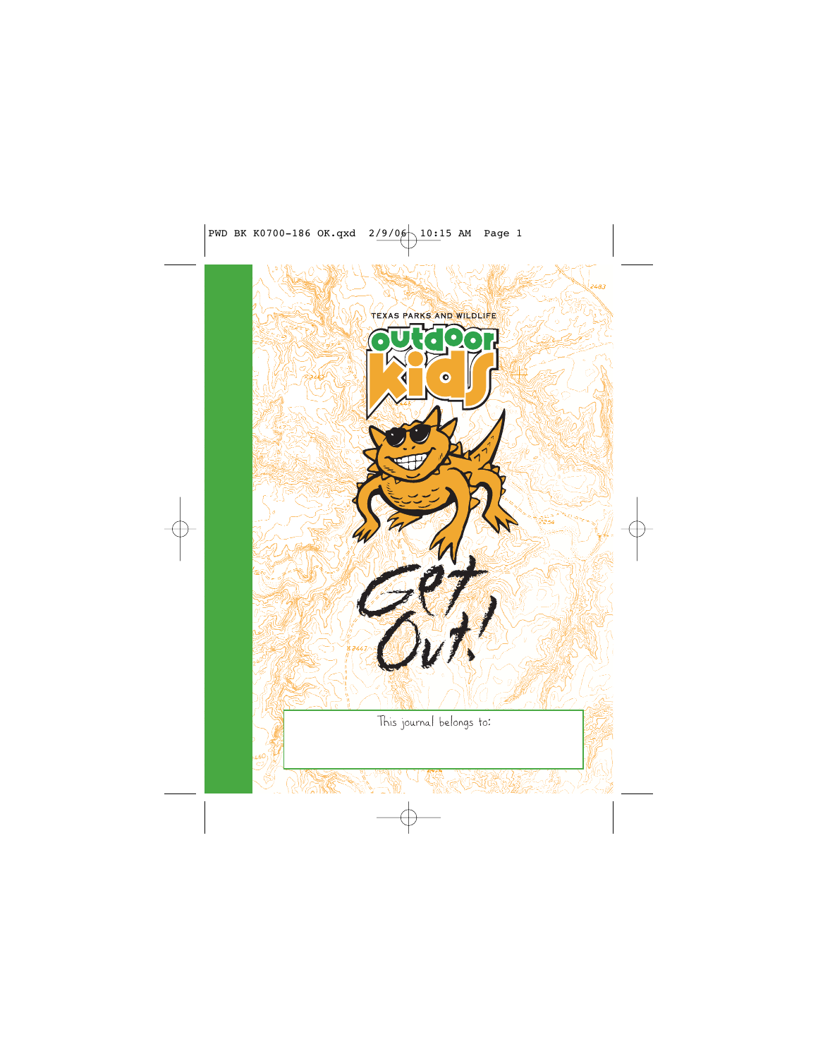TEXAS PARKS AND WILDLIFE

# outdoor kids

## Get Out!

This journal belongs to: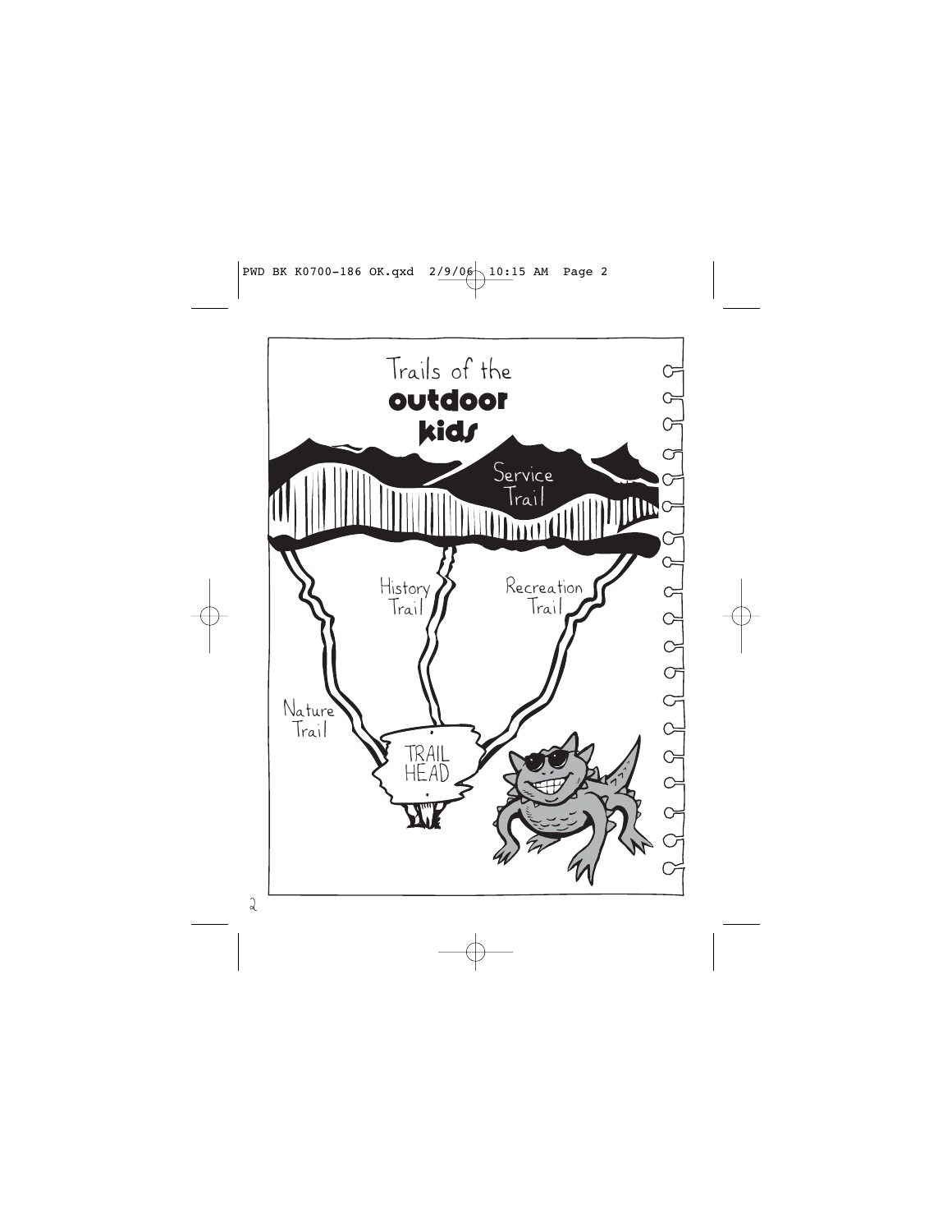# Trails of the **outdoor kids**

Service Trail

History Trail

Recreation Trail

Nature Trail

TRAIL HEAD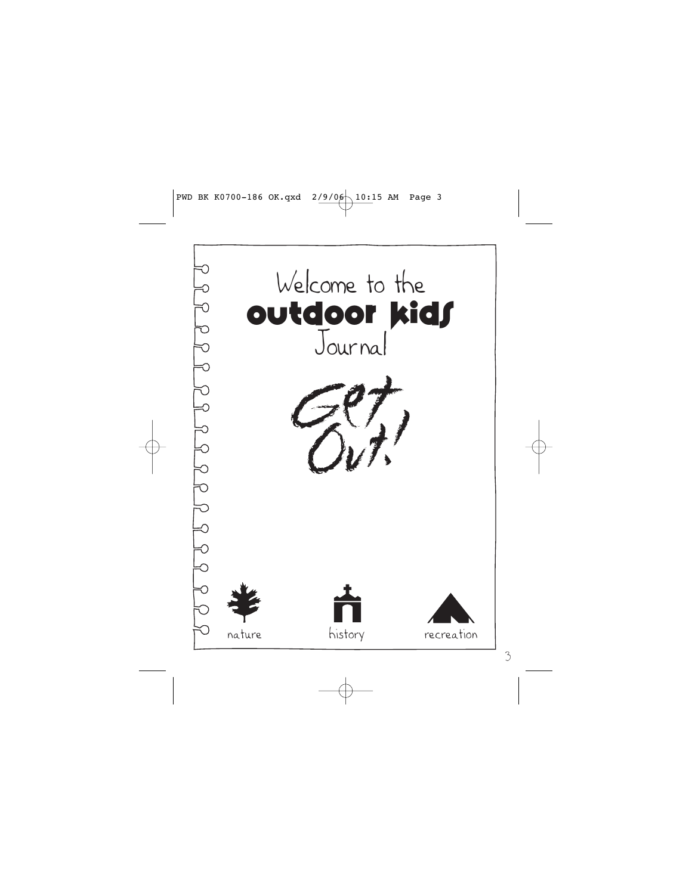# Welcome to the **outdoor kids** Journal

Get Out!

nature

history

recreation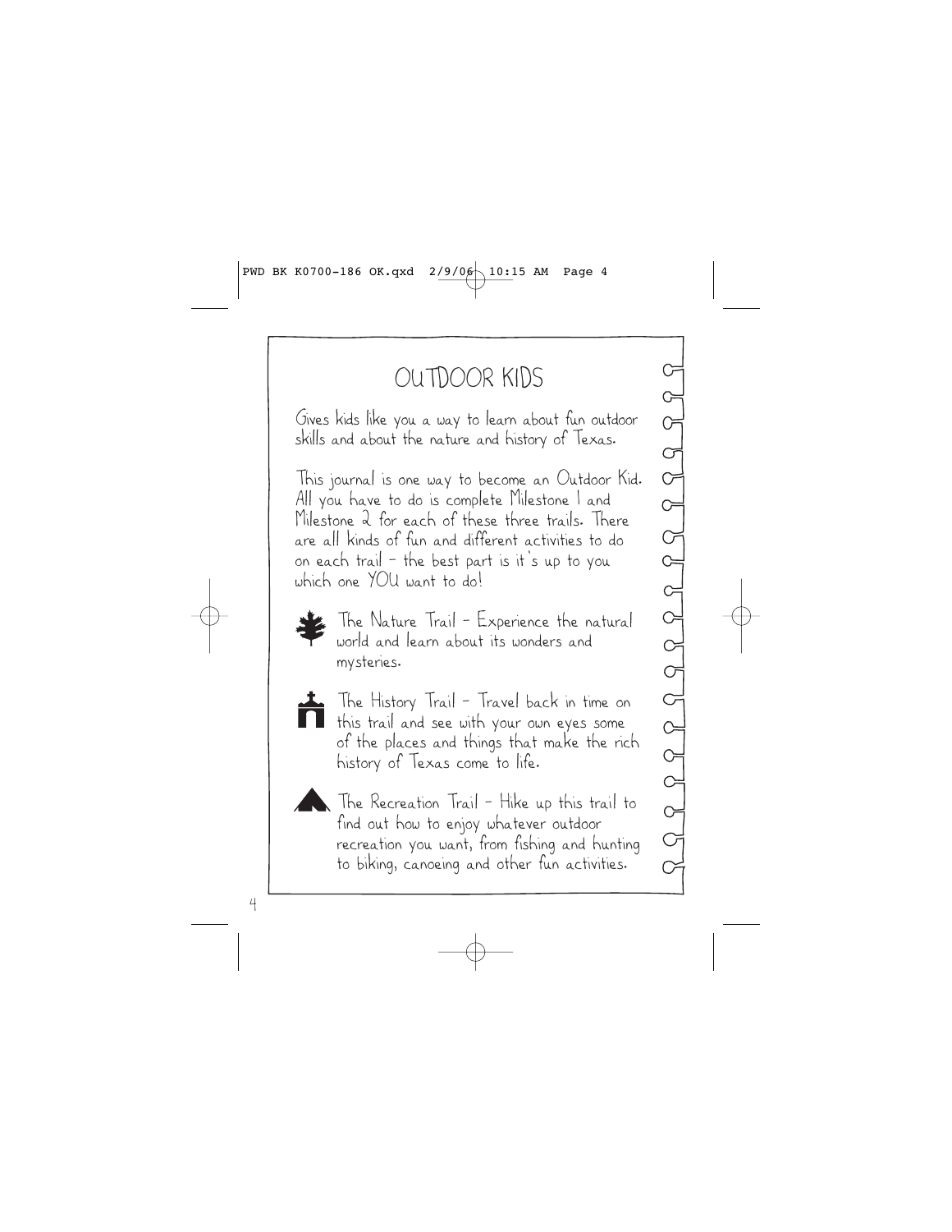# OUTDOOR KIDS

Gives kids like you a way to learn about fun outdoor skills and about the nature and history of Texas.

This journal is one way to become an Outdoor Kid. All you have to do is complete Milestone 1 and Milestone 2 for each of these three trails. There are all kinds of fun and different activities to do on each trail – the best part is it's up to you which one YOU want to do!

The Nature Trail – Experience the natural world and learn about its wonders and mysteries.

The History Trail – Travel back in time on this trail and see with your own eyes some of the places and things that make the rich history of Texas come to life.

The Recreation Trail – Hike up this trail to find out how to enjoy whatever outdoor recreation you want, from fishing and hunting to biking, canoeing and other fun activities.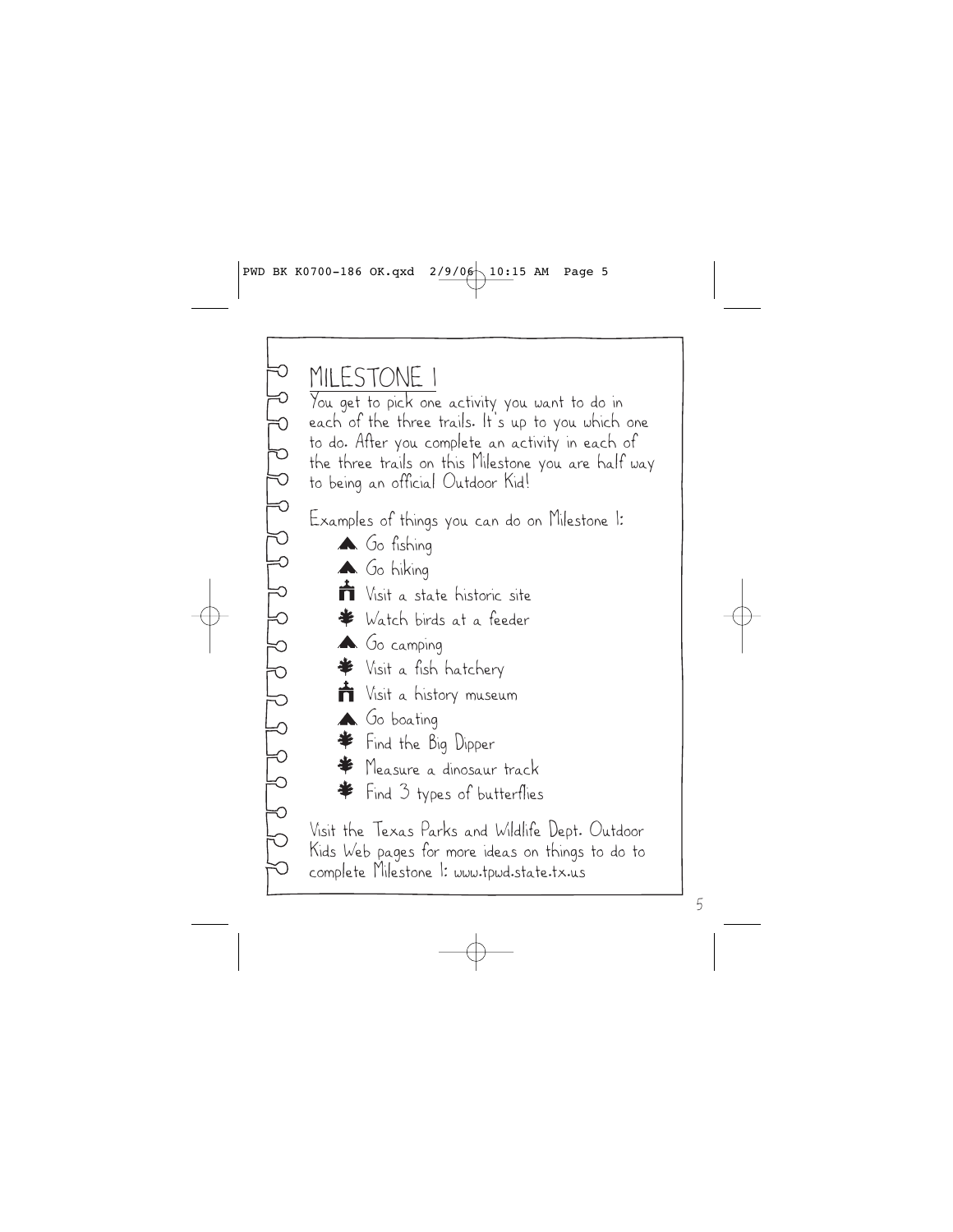# MILESTONE 1

You get to pick one activity you want to do in each of the three trails. It's up to you which one to do. After you complete an activity in each of the three trails on this Milestone you are half way to being an official Outdoor Kid!

Examples of things you can do on Milestone 1:

- Go fishing
- Go hiking
- Visit a state historic site
- Watch birds at a feeder
- Go camping
- Visit a fish hatchery
- Visit a history museum
- Go boating
- Find the Big Dipper
- Measure a dinosaur track
- Find 3 types of butterflies

Visit the Texas Parks and Wildlife Dept. Outdoor Kids Web pages for more ideas on things to do to complete Milestone 1: www.tpwd.state.tx.us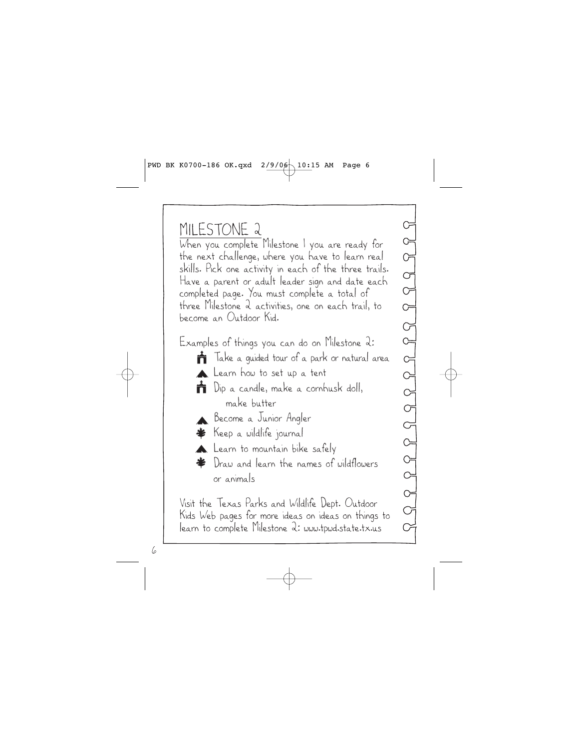## MILESTONE 2

When you complete Milestone 1 you are ready for the next challenge, where you have to learn real skills. Pick one activity in each of the three trails. Have a parent or adult leader sign and date each completed page. You must complete a total of three Milestone 2 activities, one on each trail, to become an Outdoor Kid.

Examples of things you can do on Milestone 2:

- Take a guided tour of a park or natural area
- Learn how to set up a tent
- Dip a candle, make a cornhusk doll, make butter
- Become a Junior Angler
- Keep a wildlife journal
- Learn to mountain bike safely
- Draw and learn the names of wildflowers or animals

Visit the Texas Parks and Wildlife Dept. Outdoor Kids Web pages for more ideas on ideas on things to learn to complete Milestone 2: www.tpwd.state.tx.us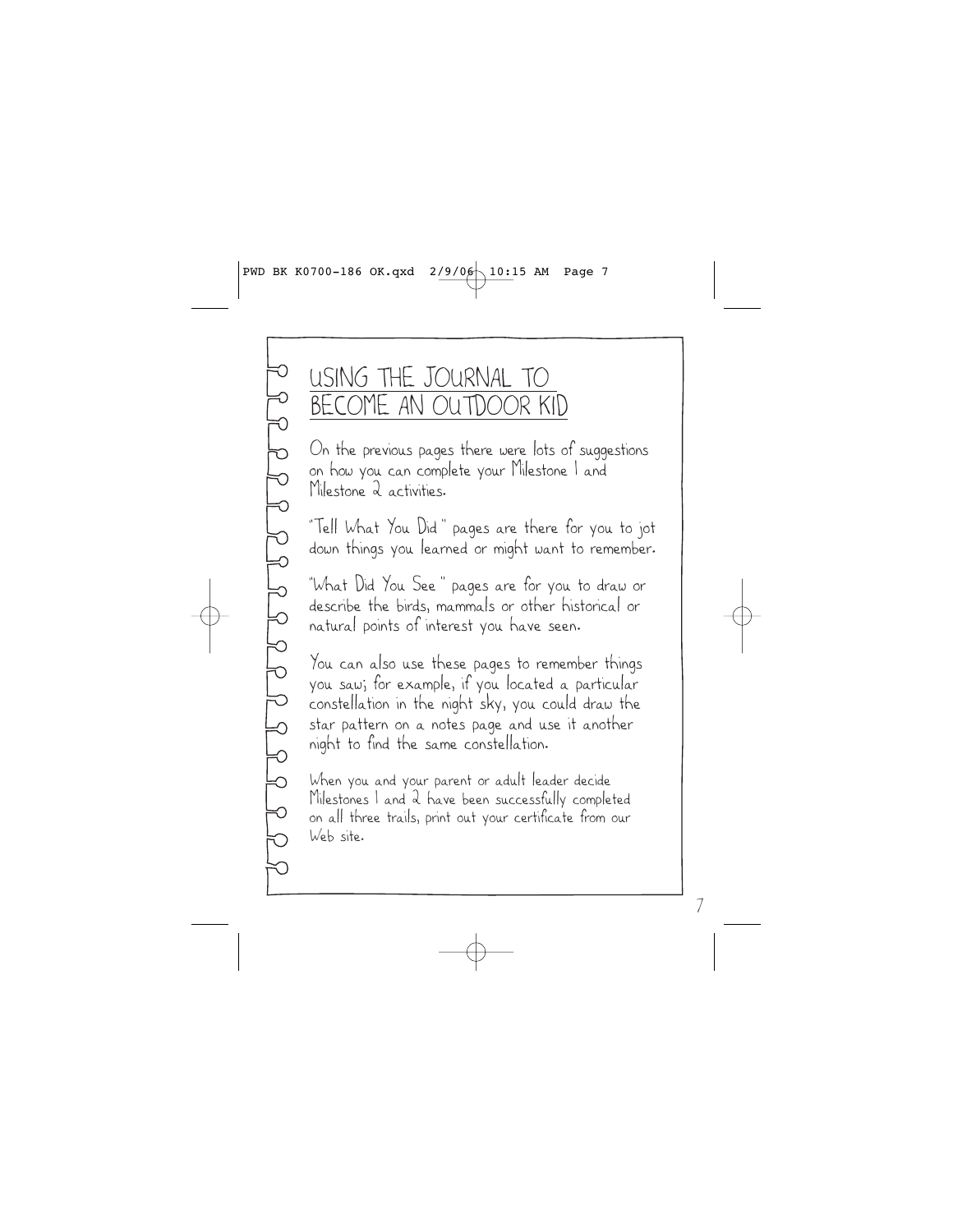# USING THE JOURNAL TO BECOME AN OUTDOOR KID

On the previous pages there were lots of suggestions on how you can complete your Milestone 1 and Milestone 2 activities.

"Tell What You Did" pages are there for you to jot down things you learned or might want to remember.

"What Did You See" pages are for you to draw or describe the birds, mammals or other historical or natural points of interest you have seen.

You can also use these pages to remember things you saw; for example, if you located a particular constellation in the night sky, you could draw the star pattern on a notes page and use it another night to find the same constellation.

When you and your parent or adult leader decide Milestones 1 and 2 have been successfully completed on all three trails, print out your certificate from our Web site.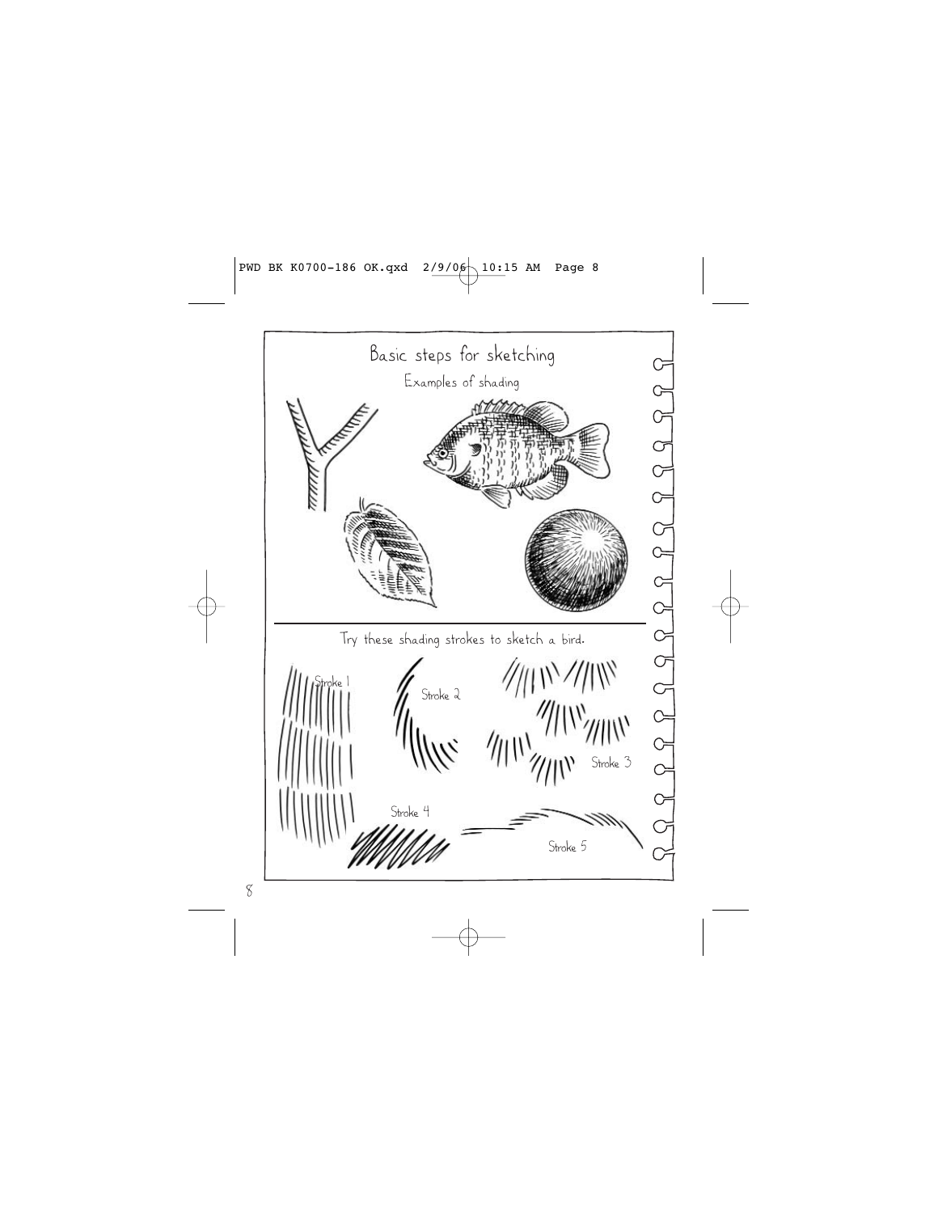# Basic steps for sketching

## Examples of shading

Try these shading strokes to sketch a bird.

Stroke 1

Stroke 2

Stroke 3

Stroke 4

Stroke 5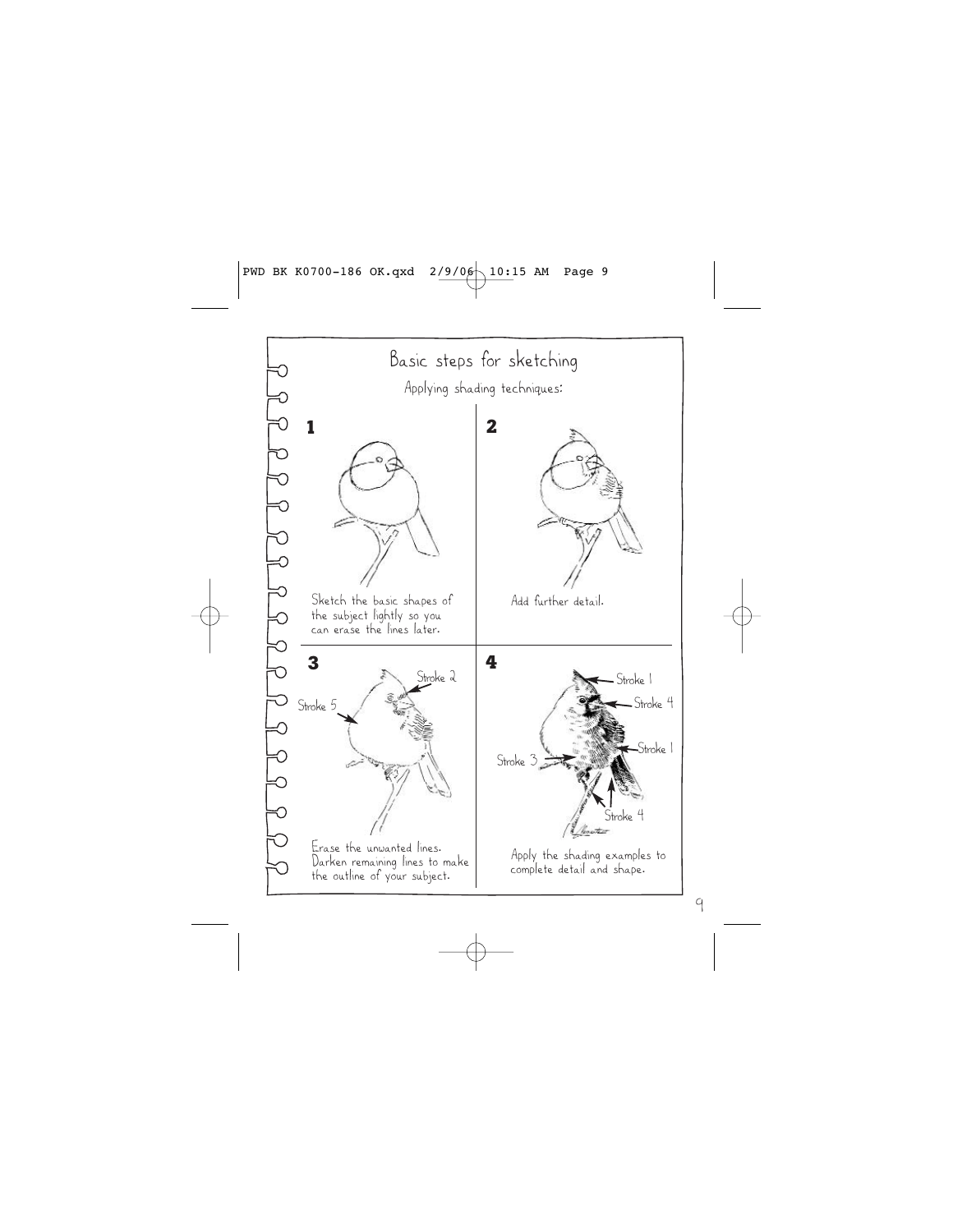# Basic steps for sketching

## Applying shading techniques:

**1**

Sketch the basic shapes of the subject lightly so you can erase the lines later.

**2**

Add further detail.

**3**

Stroke 2

Stroke 5

Erase the unwanted lines. Darken remaining lines to make the outline of your subject.

**4**

Stroke 1

Stroke 4

Stroke 1

Stroke 3

Stroke 4

Apply the shading examples to complete detail and shape.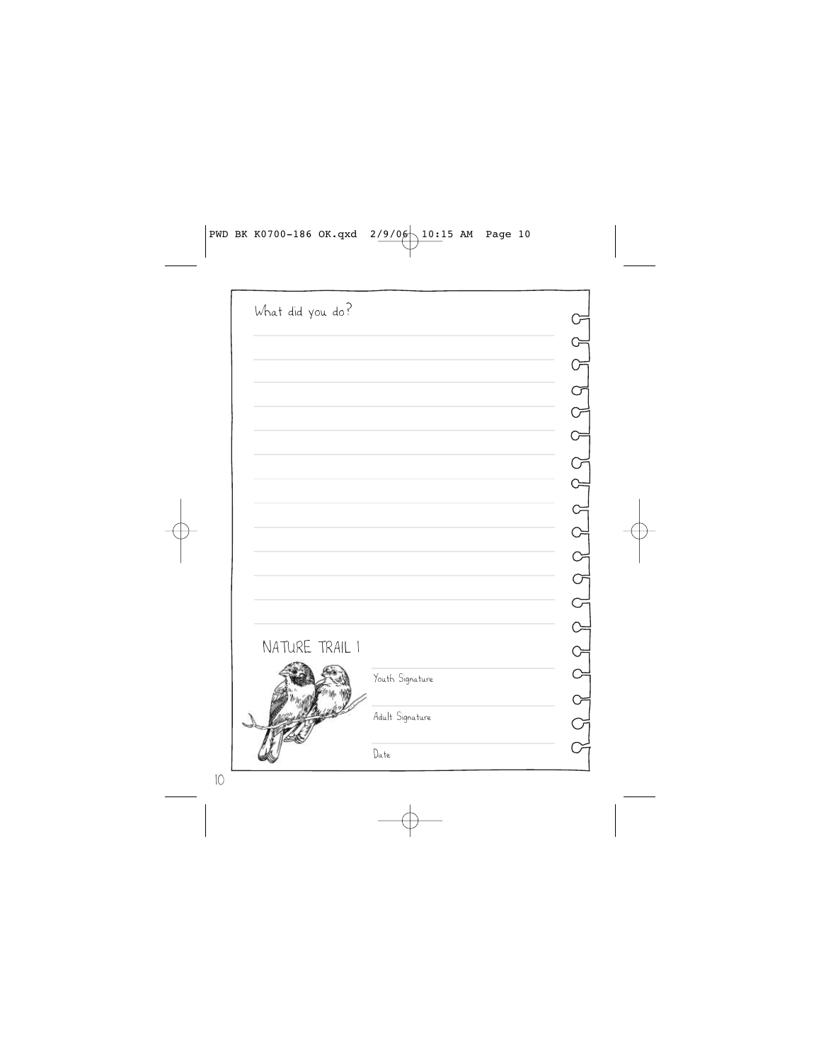What did you do?

NATURE TRAIL 1

Youth Signature

Adult Signature

Date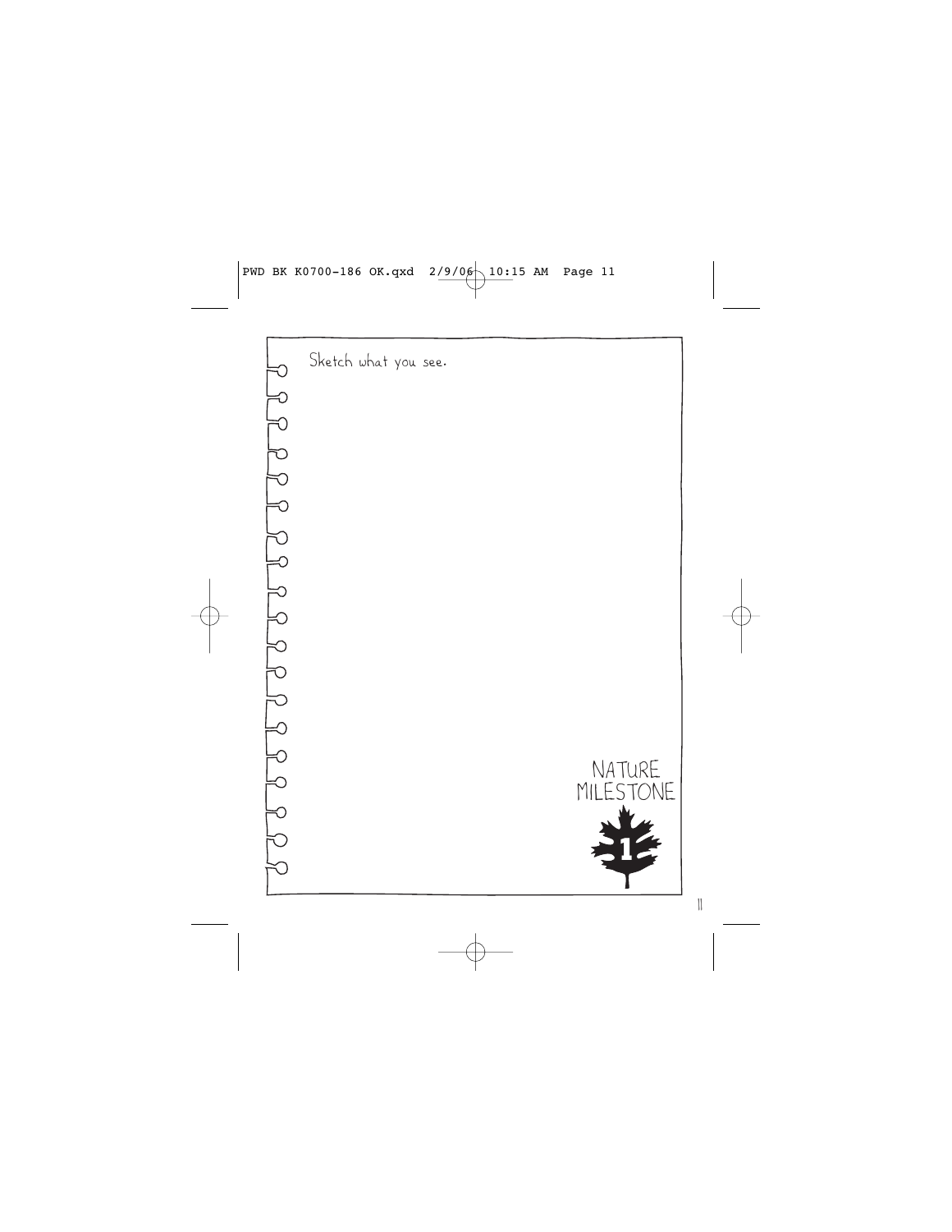Sketch what you see.

NATURE MILESTONE

1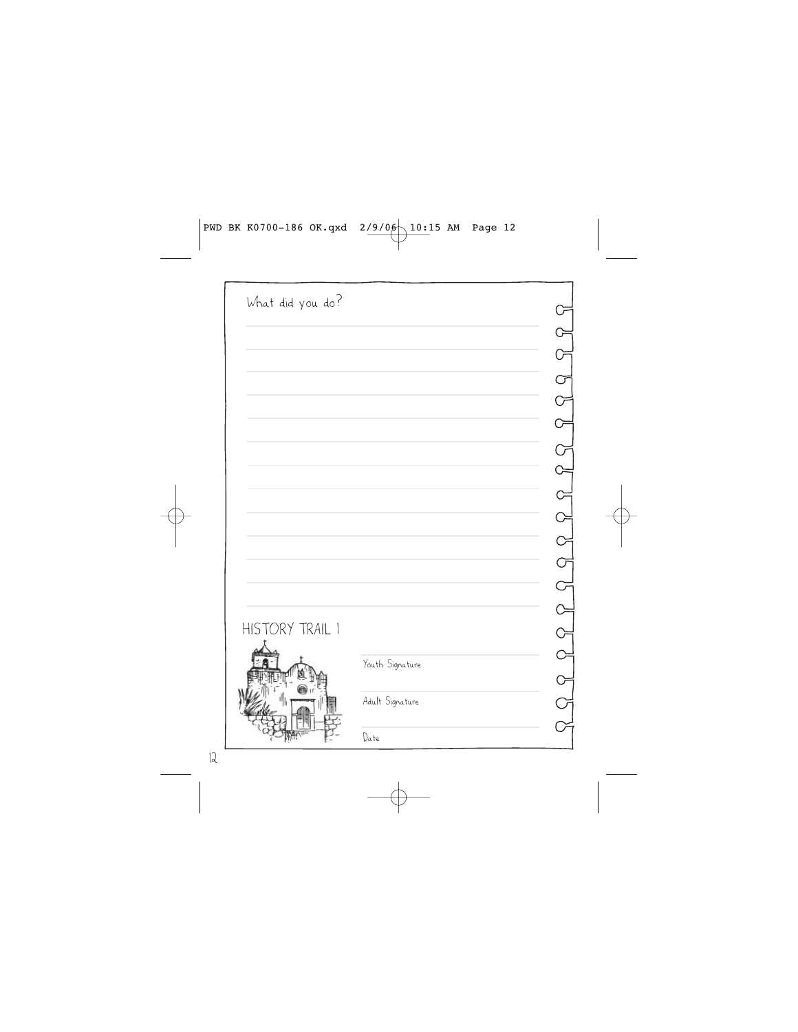What did you do?

HISTORY TRAIL 1

Youth Signature

Adult Signature

Date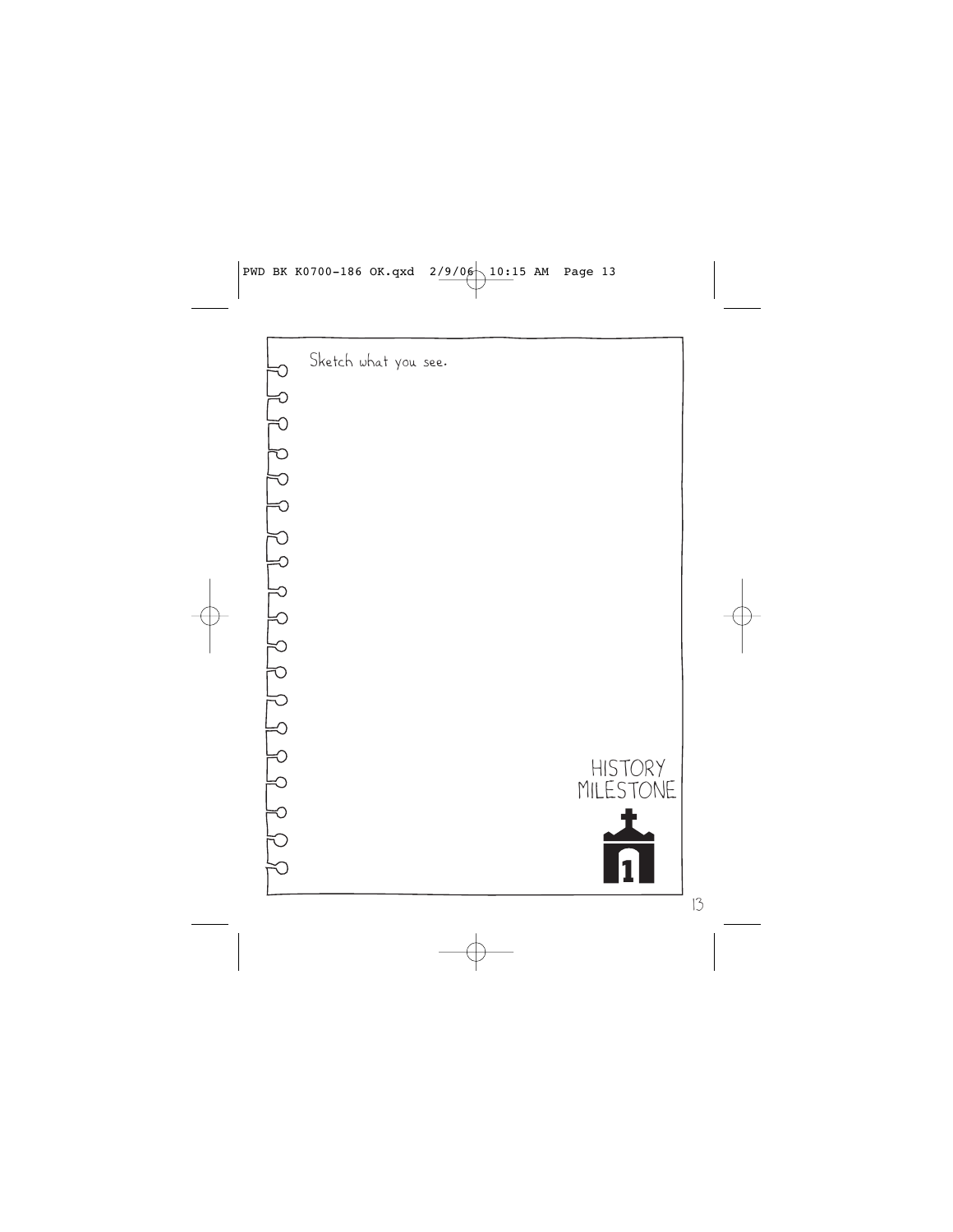Sketch what you see.

HISTORY MILESTONE

1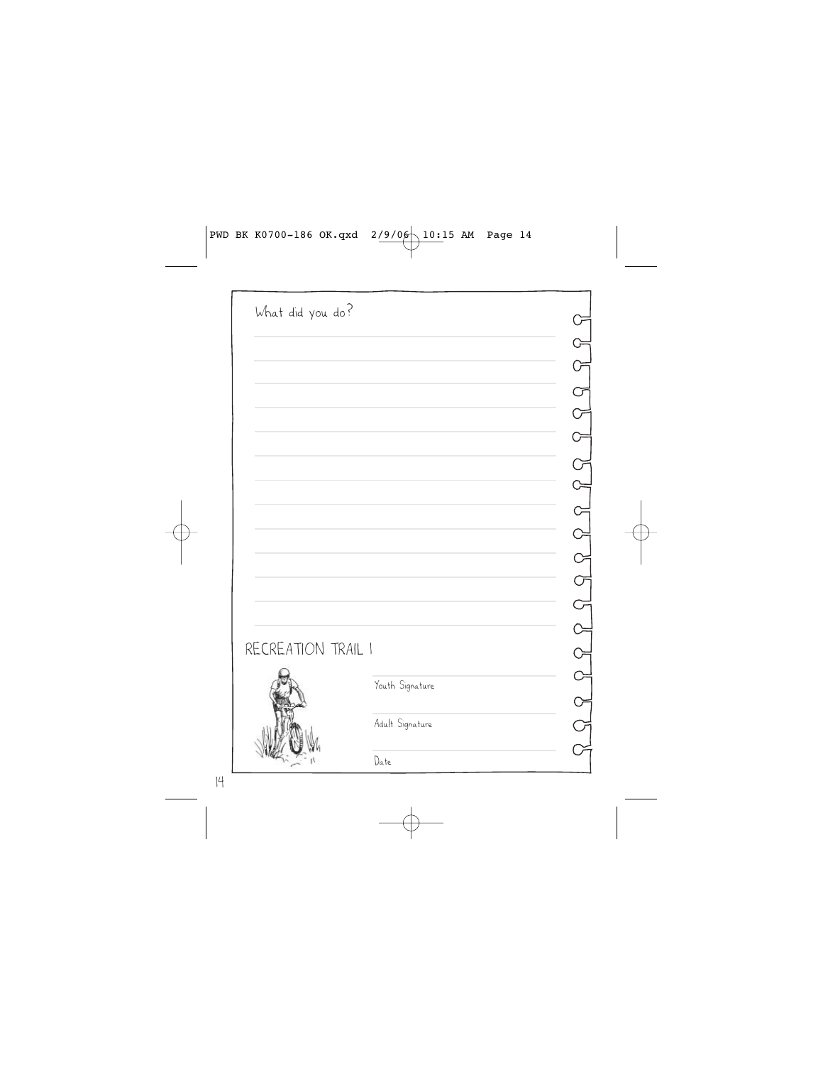What did you do?

RECREATION TRAIL I

Youth Signature

Adult Signature

Date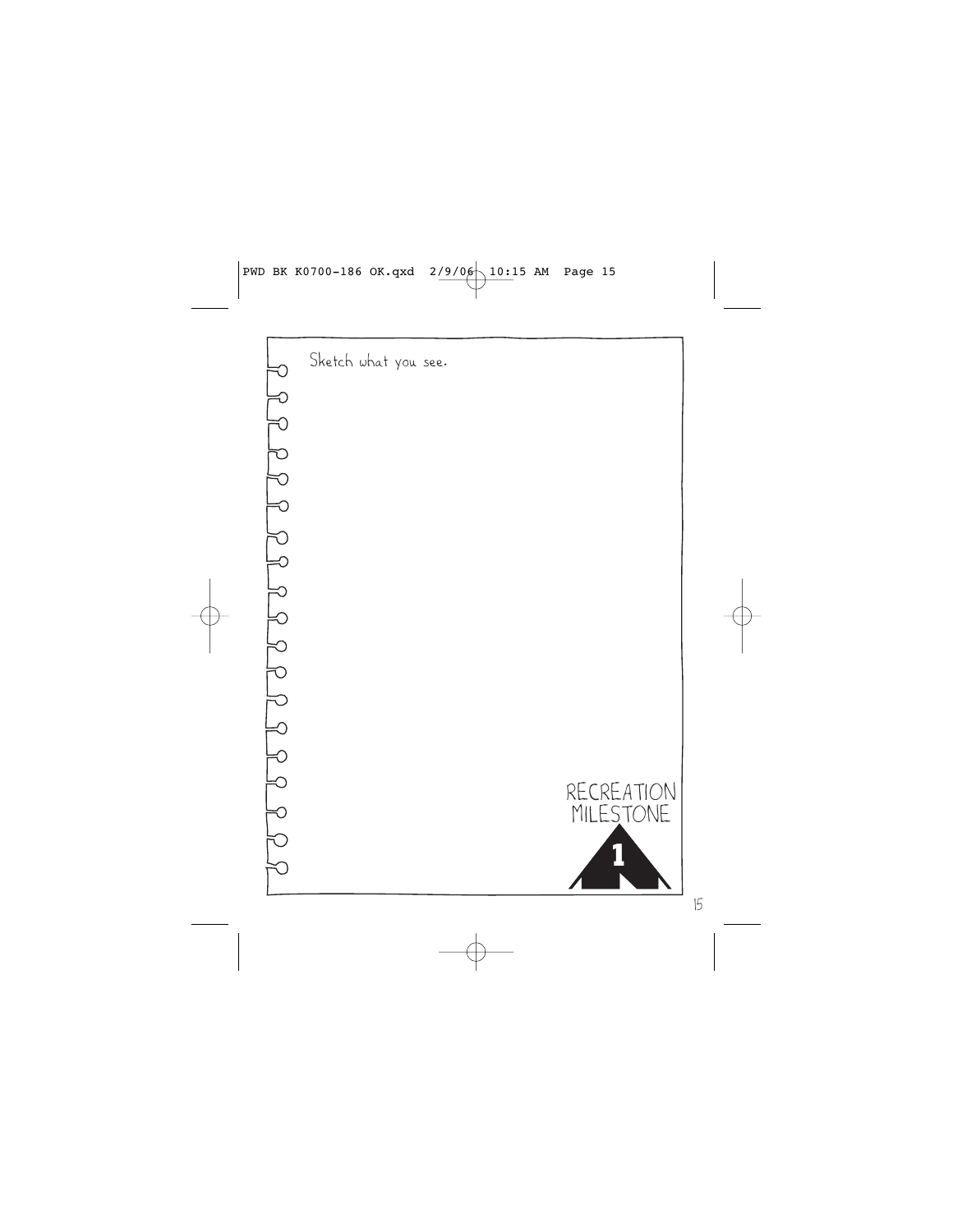Sketch what you see.

RECREATION MILESTONE

1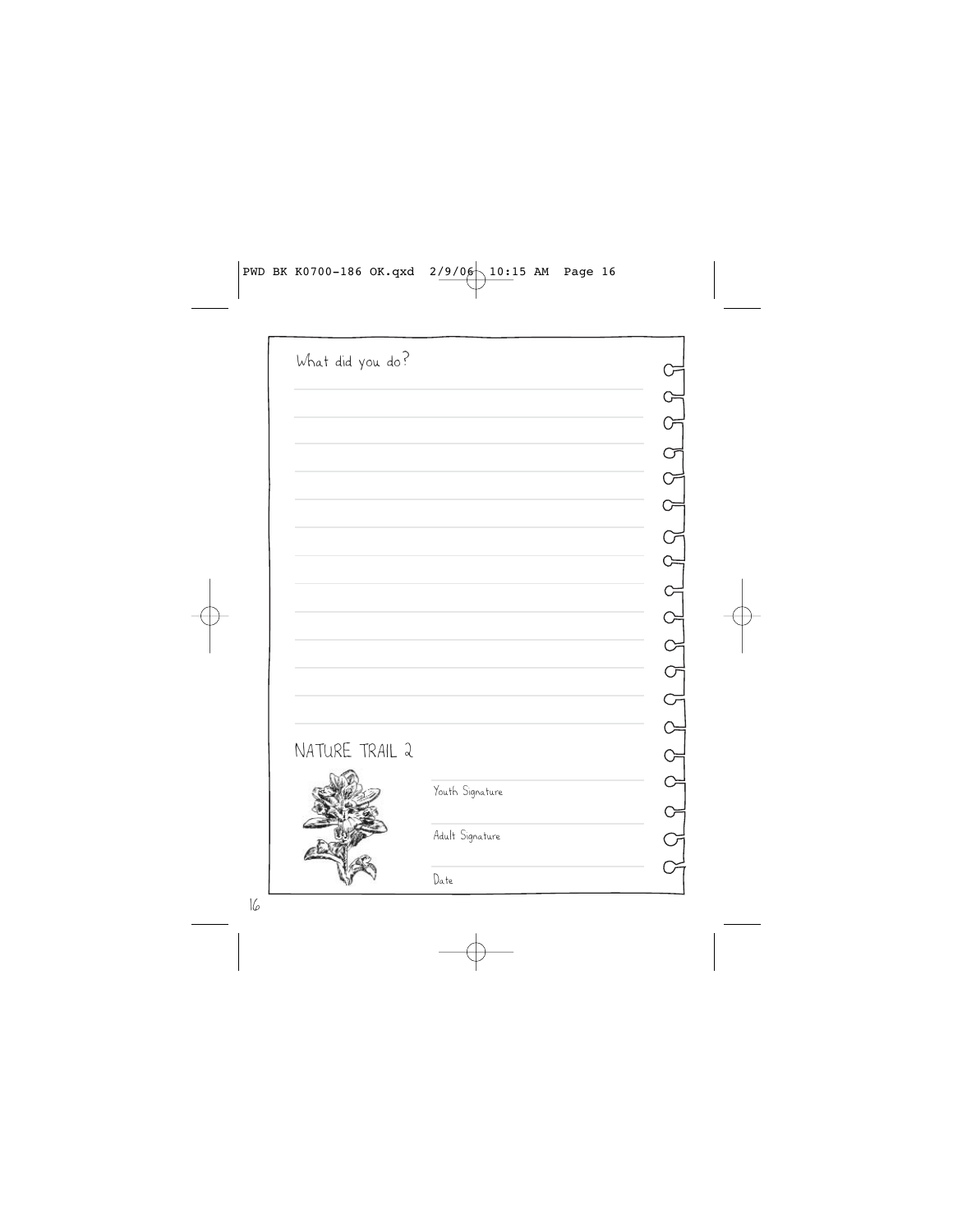What did you do?

NATURE TRAIL 2

Youth Signature

Adult Signature

Date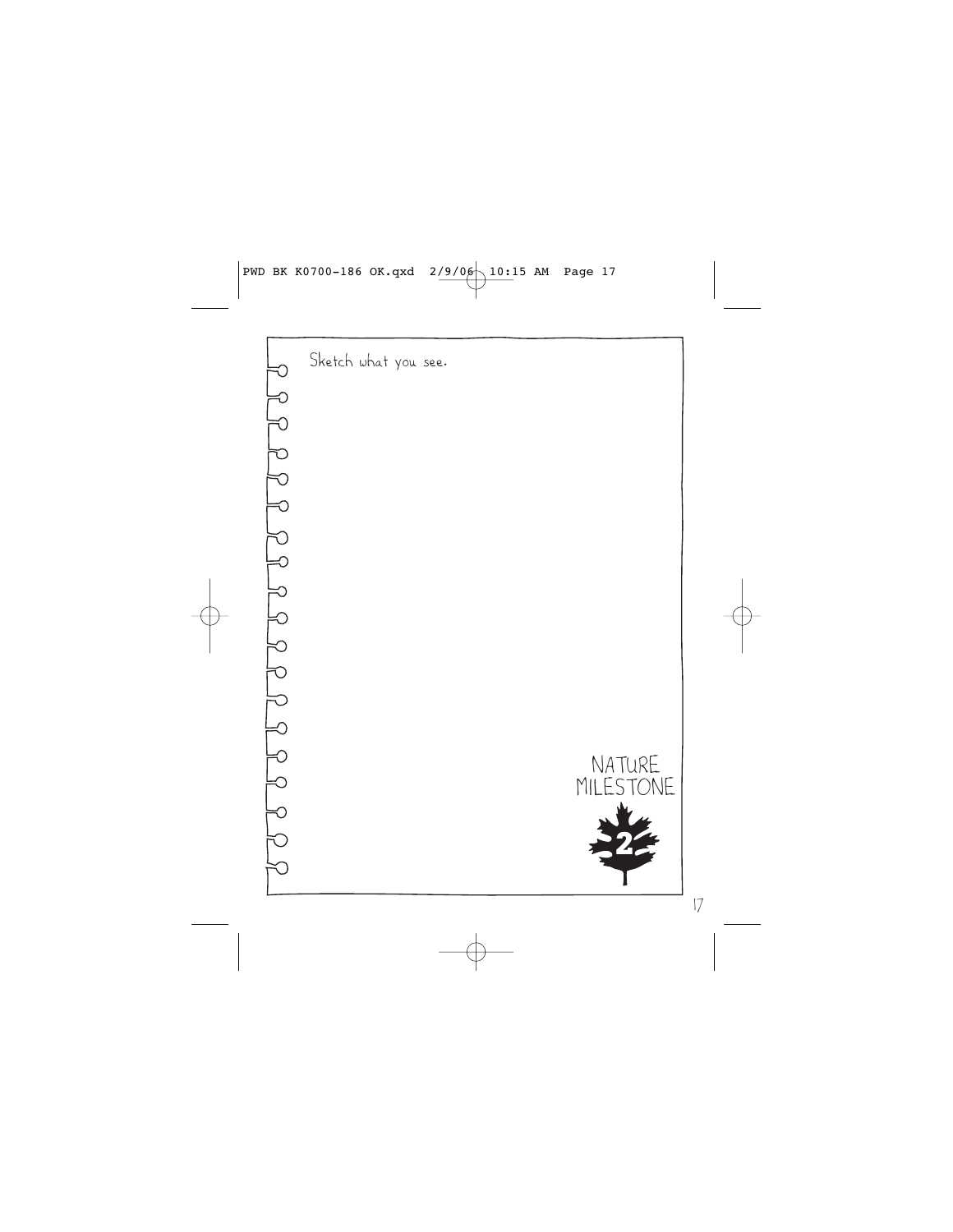Sketch what you see.

NATURE MILESTONE

2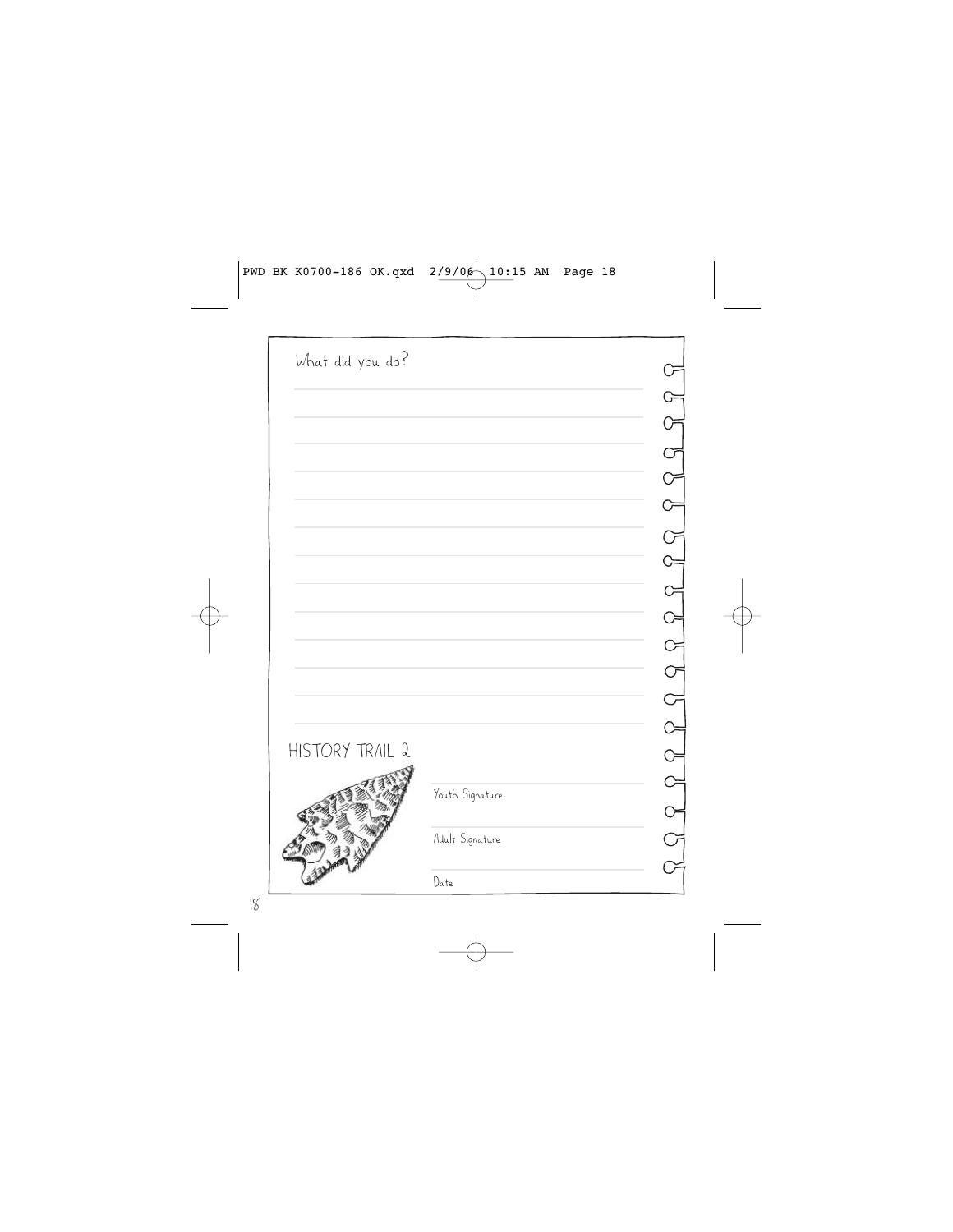What did you do?

HISTORY TRAIL 2

Youth Signature

Adult Signature

Date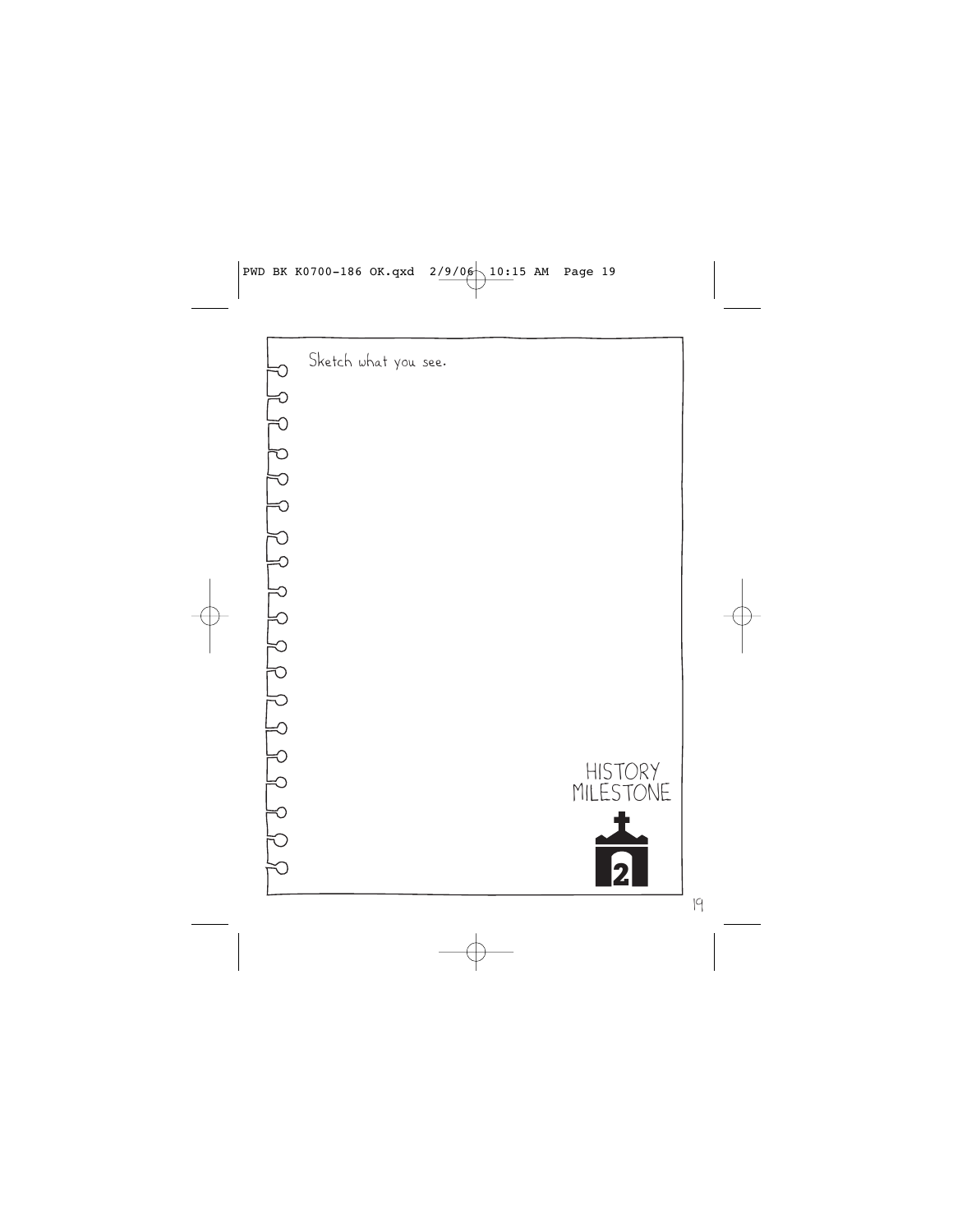Sketch what you see.

HISTORY MILESTONE

2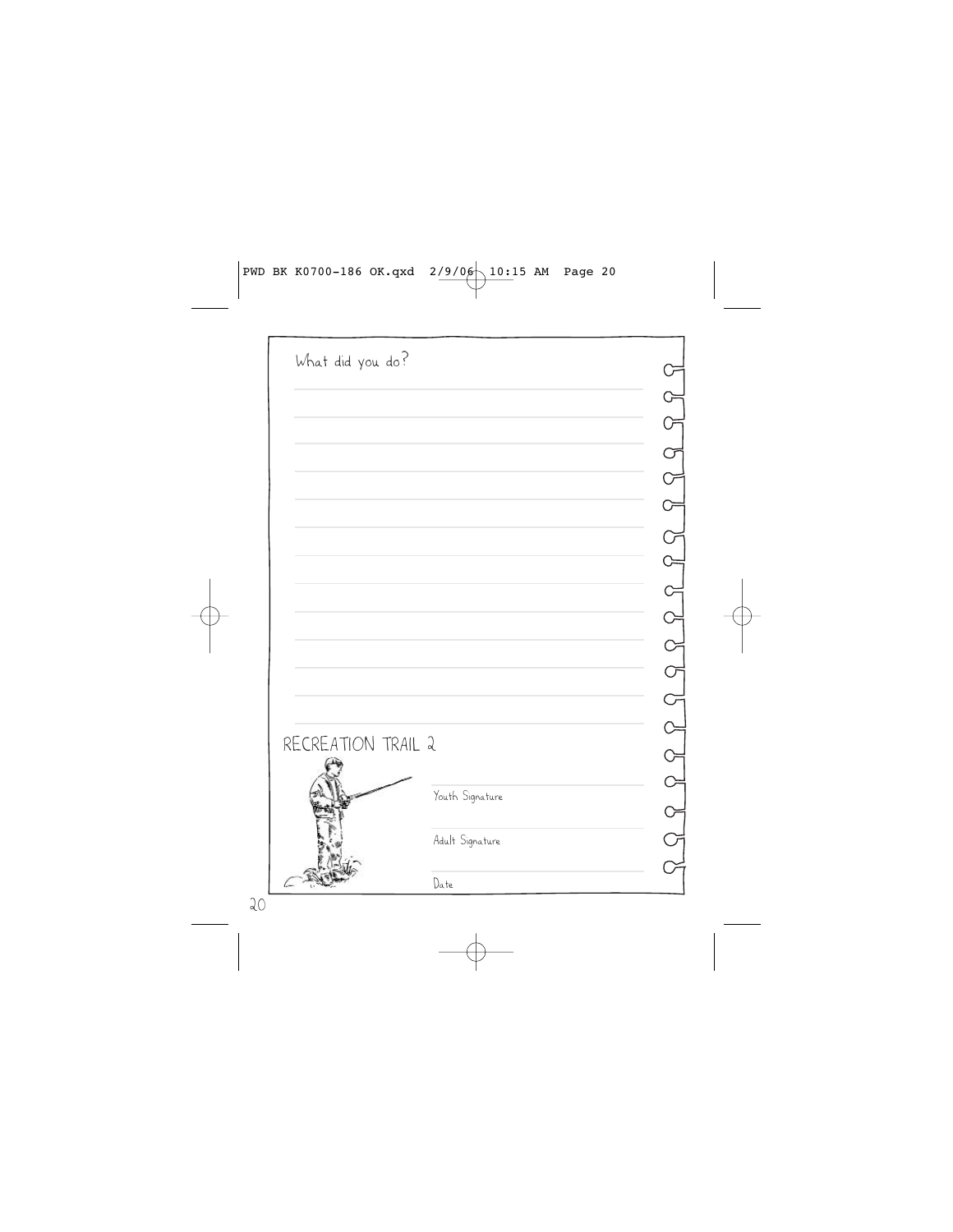What did you do?

## RECREATION TRAIL 2

Youth Signature

Adult Signature

Date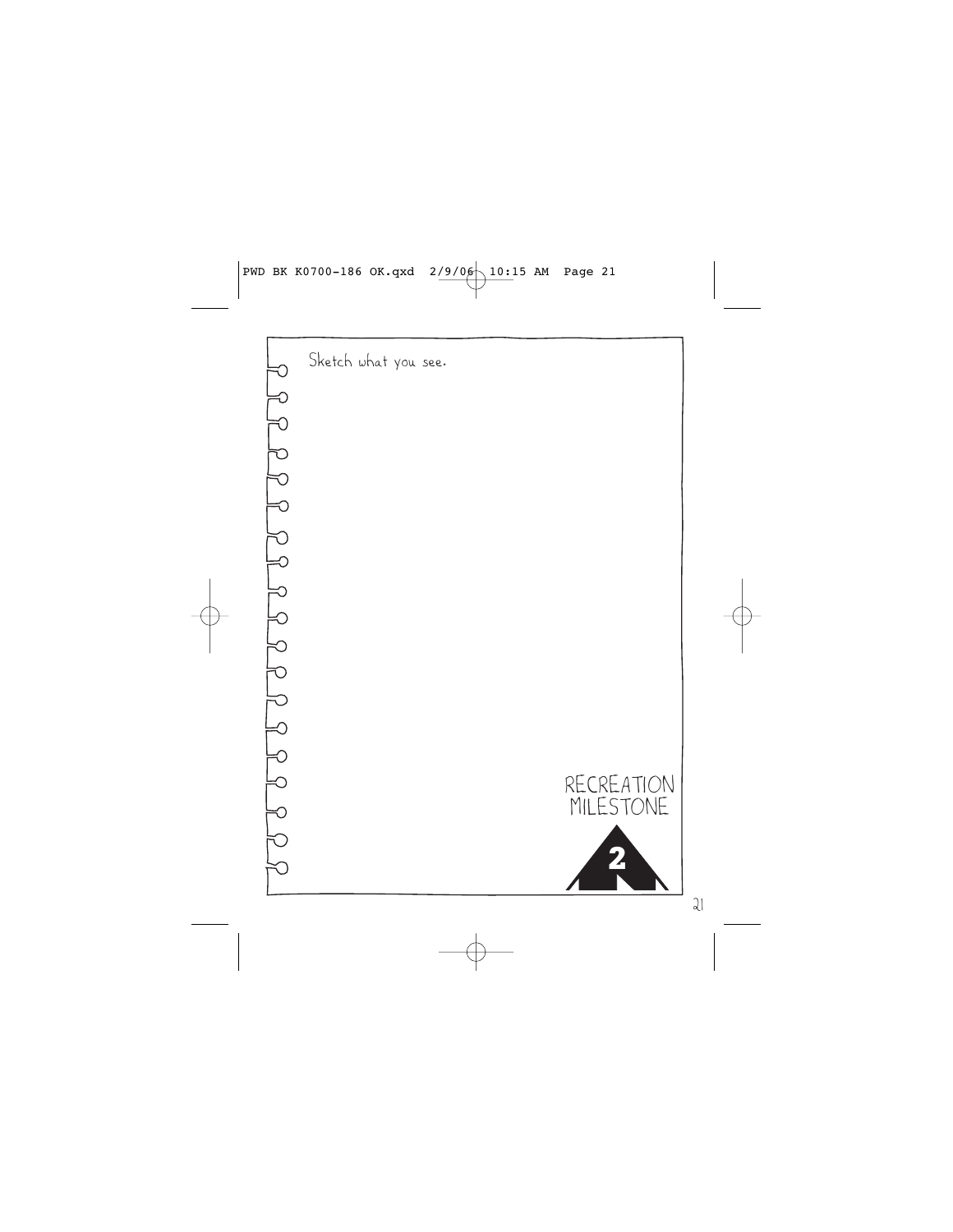Sketch what you see.

RECREATION MILESTONE

2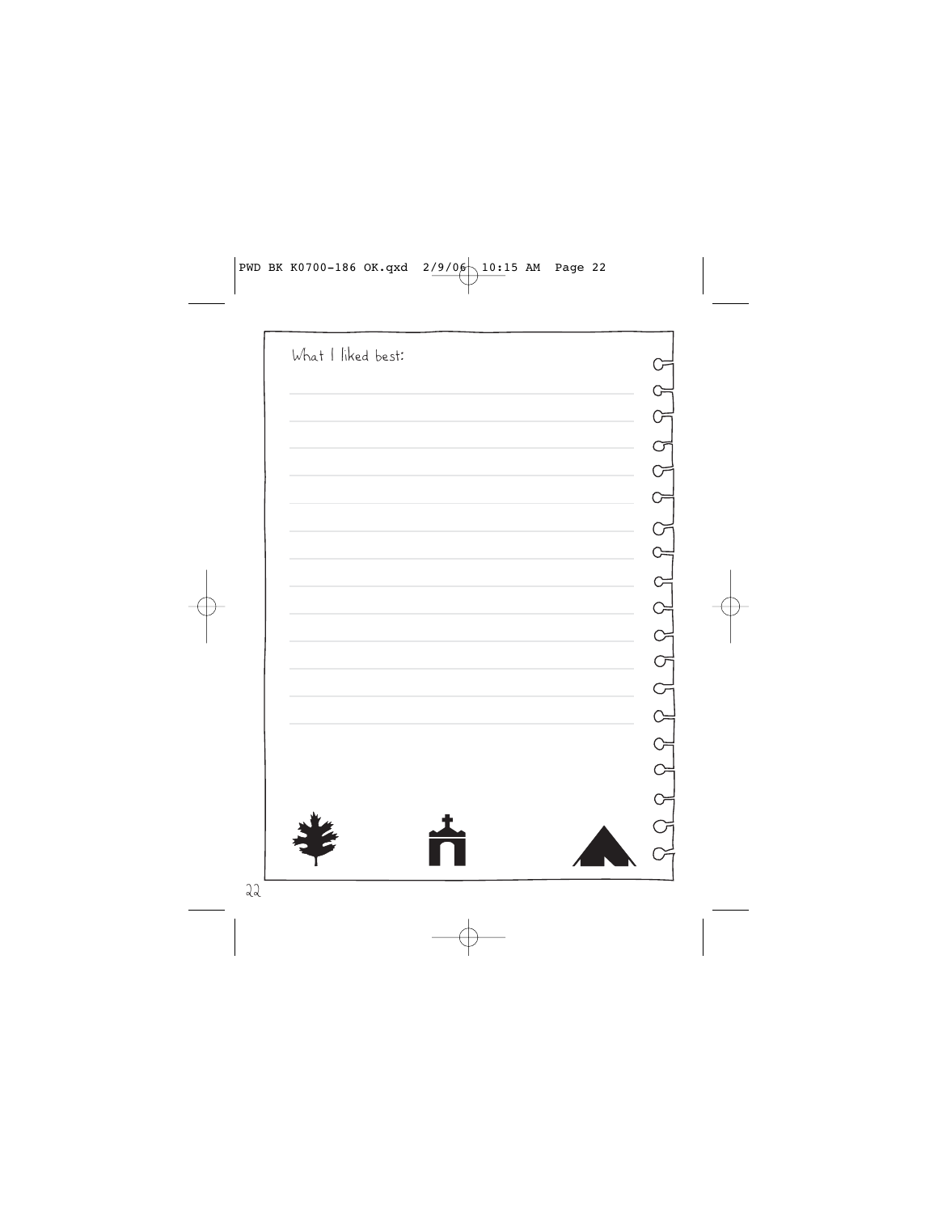What I liked best: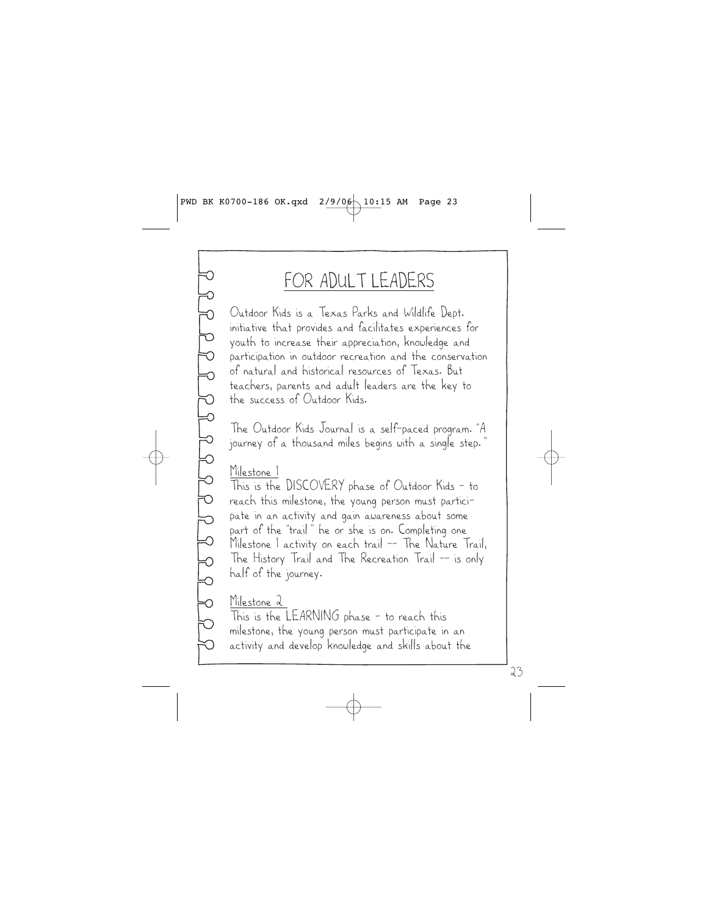# FOR ADULT LEADERS

Outdoor Kids is a Texas Parks and Wildlife Dept. initiative that provides and facilitates experiences for youth to increase their appreciation, knowledge and participation in outdoor recreation and the conservation of natural and historical resources of Texas. But teachers, parents and adult leaders are the key to the success of Outdoor Kids.

The Outdoor Kids Journal is a self-paced program. "A journey of a thousand miles begins with a single step."

Milestone 1

This is the DISCOVERY phase of Outdoor Kids - to reach this milestone, the young person must participate in an activity and gain awareness about some part of the "trail" he or she is on. Completing one Milestone 1 activity on each trail -- The Nature Trail, The History Trail and The Recreation Trail -- is only half of the journey.

Milestone 2

This is the LEARNING phase - to reach this milestone, the young person must participate in an activity and develop knowledge and skills about the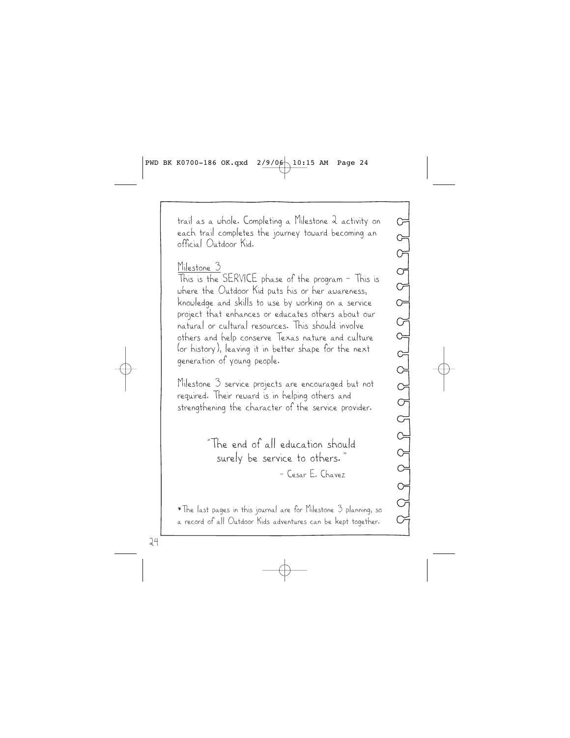trail as a whole. Completing a Milestone 2 activity on each trail completes the journey toward becoming an official Outdoor Kid.

Milestone 3

This is the SERVICE phase of the program – This is where the Outdoor Kid puts his or her awareness, knowledge and skills to use by working on a service project that enhances or educates others about our natural or cultural resources. This should involve others and help conserve Texas nature and culture (or history), leaving it in better shape for the next generation of young people.

Milestone 3 service projects are encouraged but not required. Their reward is in helping others and strengthening the character of the service provider.

> "The end of all education should surely be service to others."
>
> – Cesar E. Chavez

*The last pages in this journal are for Milestone 3 planning, so a record of all Outdoor Kids adventures can be kept together.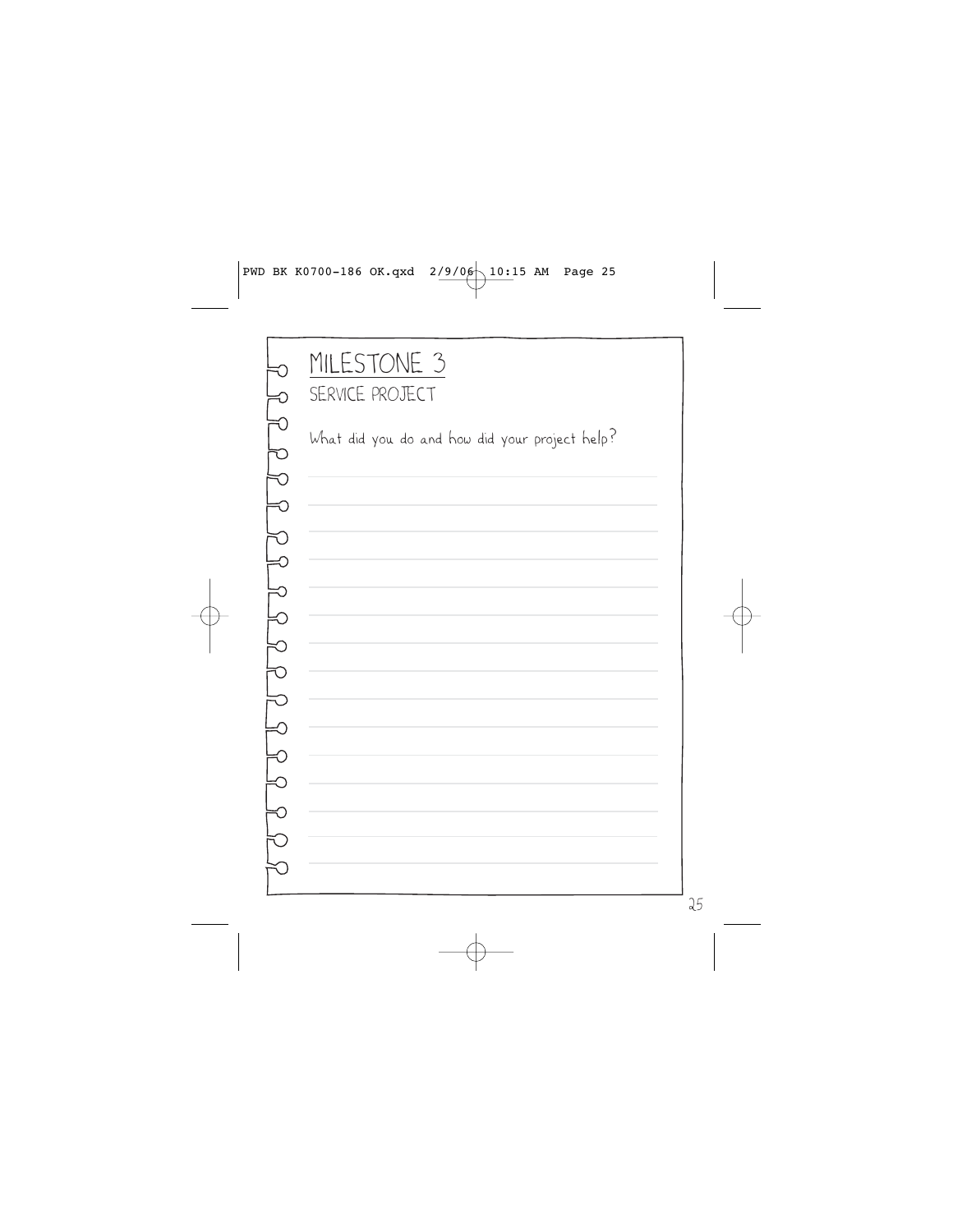# MILESTONE 3

## SERVICE PROJECT

What did you do and how did your project help?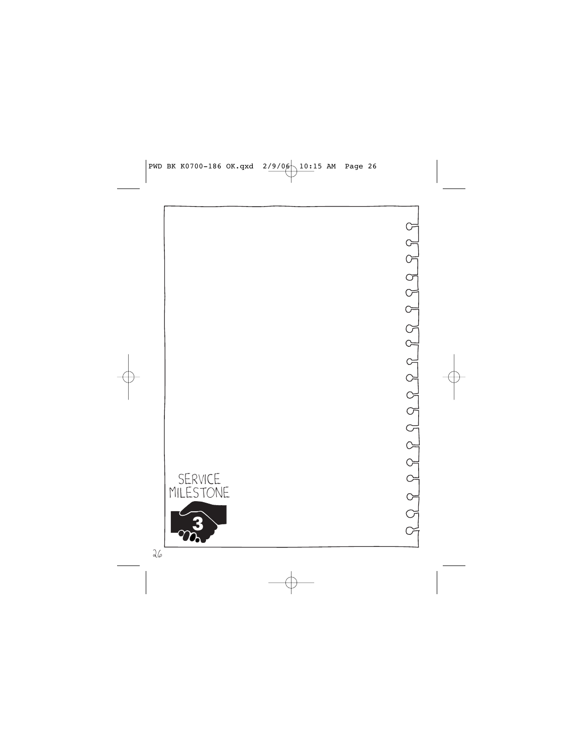SERVICE MILESTONE

3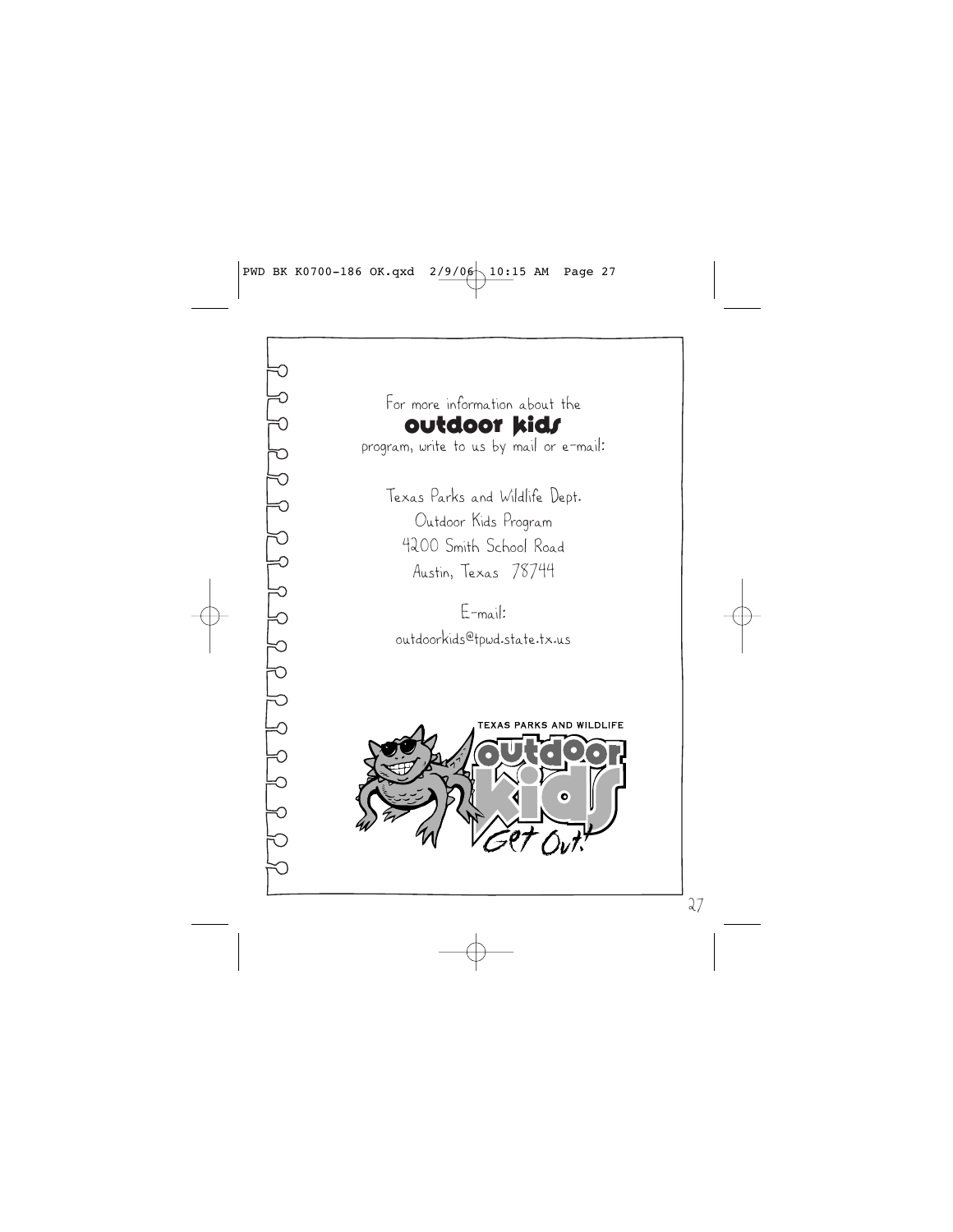For more information about the

**outdoor kids**

program, write to us by mail or e-mail:

Texas Parks and Wildlife Dept.
Outdoor Kids Program
4200 Smith School Road
Austin, Texas 78744

E-mail:
outdoorkids@tpwd.state.tx.us

TEXAS PARKS AND WILDLIFE

outdoor kids

Get Out!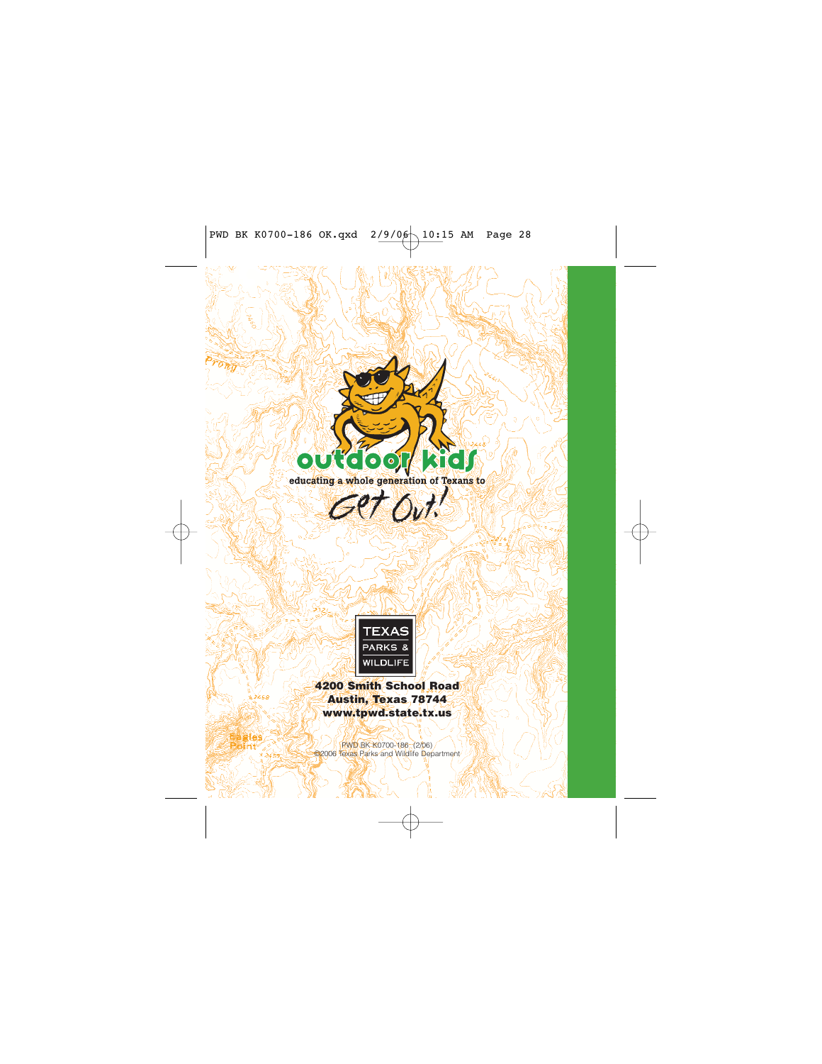outdoor kids

educating a whole generation of Texans to

Get Out!

TEXAS PARKS & WILDLIFE

**4200 Smith School Road**
**Austin, Texas 78744**
**www.tpwd.state.tx.us**

PWD BK K0700-186 (2/06)
©2006 Texas Parks and Wildlife Department